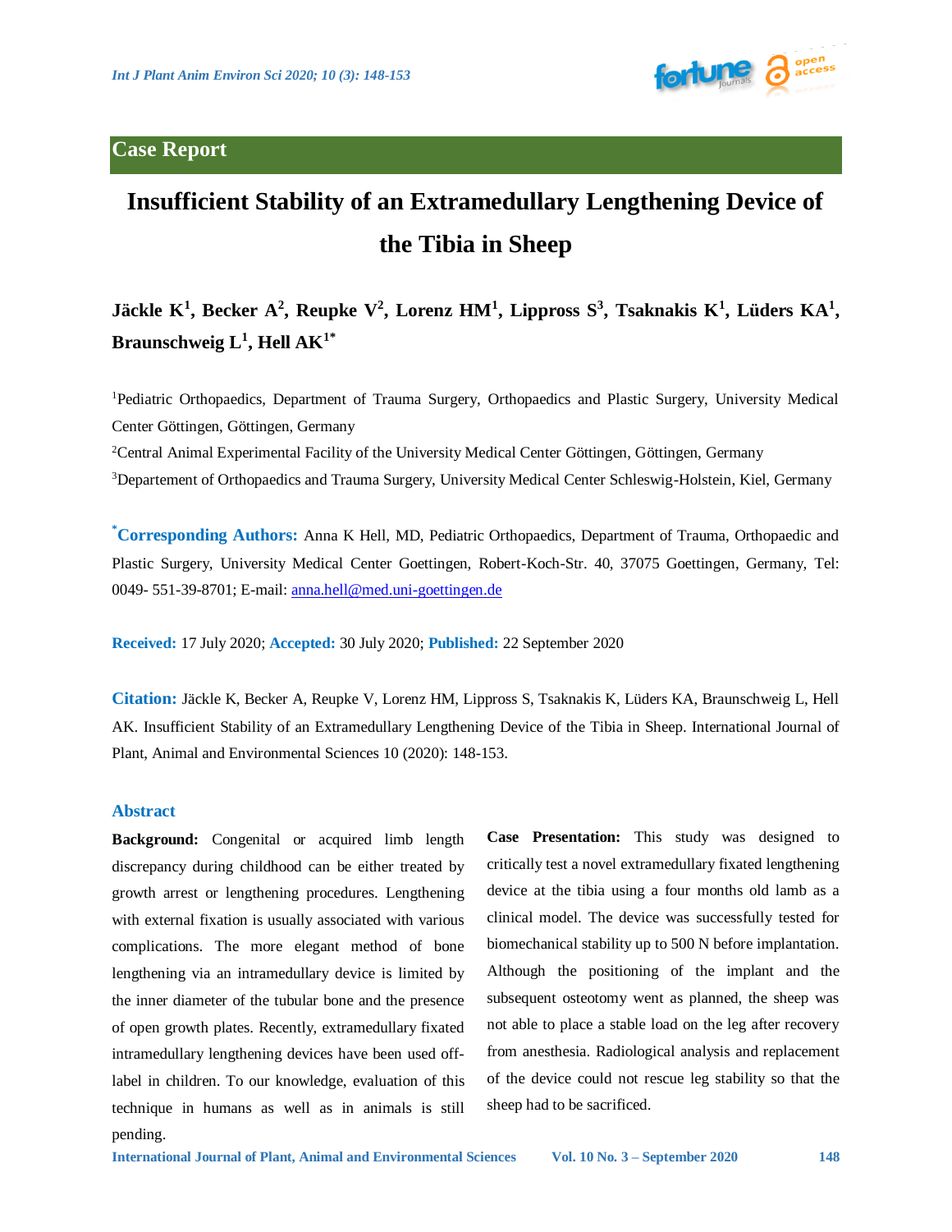Case Report

# Insufficient Stability of an Extramedullary Lengthening Device of the Tibia in Sheep

**Jäckle K[1], Becker A[2], Reupke V[2], Lorenz HM[1], Lippross S[3], Tsaknakis K[1], Lüders KA[1], Braunschweig L[1], Hell AK[1*]**

[1]Pediatric Orthopaedics, Department of Trauma Surgery, Orthopaedics and Plastic Surgery, University Medical Center Göttingen, Göttingen, Germany

[2]Central Animal Experimental Facility of the University Medical Center Göttingen, Göttingen, Germany

[3]Departement of Orthopaedics and Trauma Surgery, University Medical Center Schleswig-Holstein, Kiel, Germany

**[*]Corresponding Authors:** Anna K Hell, MD, Pediatric Orthopaedics, Department of Trauma, Orthopaedic and Plastic Surgery, University Medical Center Goettingen, Robert-Koch-Str. 40, 37075 Goettingen, Germany, Tel: 0049- 551-39-8701; E-mail: anna.hell@med.uni-goettingen.de

**Received:** 17 July 2020; **Accepted:** 30 July 2020; **Published:** 22 September 2020

**Citation:** Jäckle K, Becker A, Reupke V, Lorenz HM, Lippross S, Tsaknakis K, Lüders KA, Braunschweig L, Hell AK. Insufficient Stability of an Extramedullary Lengthening Device of the Tibia in Sheep. International Journal of Plant, Animal and Environmental Sciences 10 (2020): 148-153.

## Abstract

**Background:** Congenital or acquired limb length discrepancy during childhood can be either treated by growth arrest or lengthening procedures. Lengthening with external fixation is usually associated with various complications. The more elegant method of bone lengthening via an intramedullary device is limited by the inner diameter of the tubular bone and the presence of open growth plates. Recently, extramedullary fixated intramedullary lengthening devices have been used off-label in children. To our knowledge, evaluation of this technique in humans as well as in animals is still pending.

**Case Presentation:** This study was designed to critically test a novel extramedullary fixated lengthening device at the tibia using a four months old lamb as a clinical model. The device was successfully tested for biomechanical stability up to 500 N before implantation. Although the positioning of the implant and the subsequent osteotomy went as planned, the sheep was not able to place a stable load on the leg after recovery from anesthesia. Radiological analysis and replacement of the device could not rescue leg stability so that the sheep had to be sacrificed.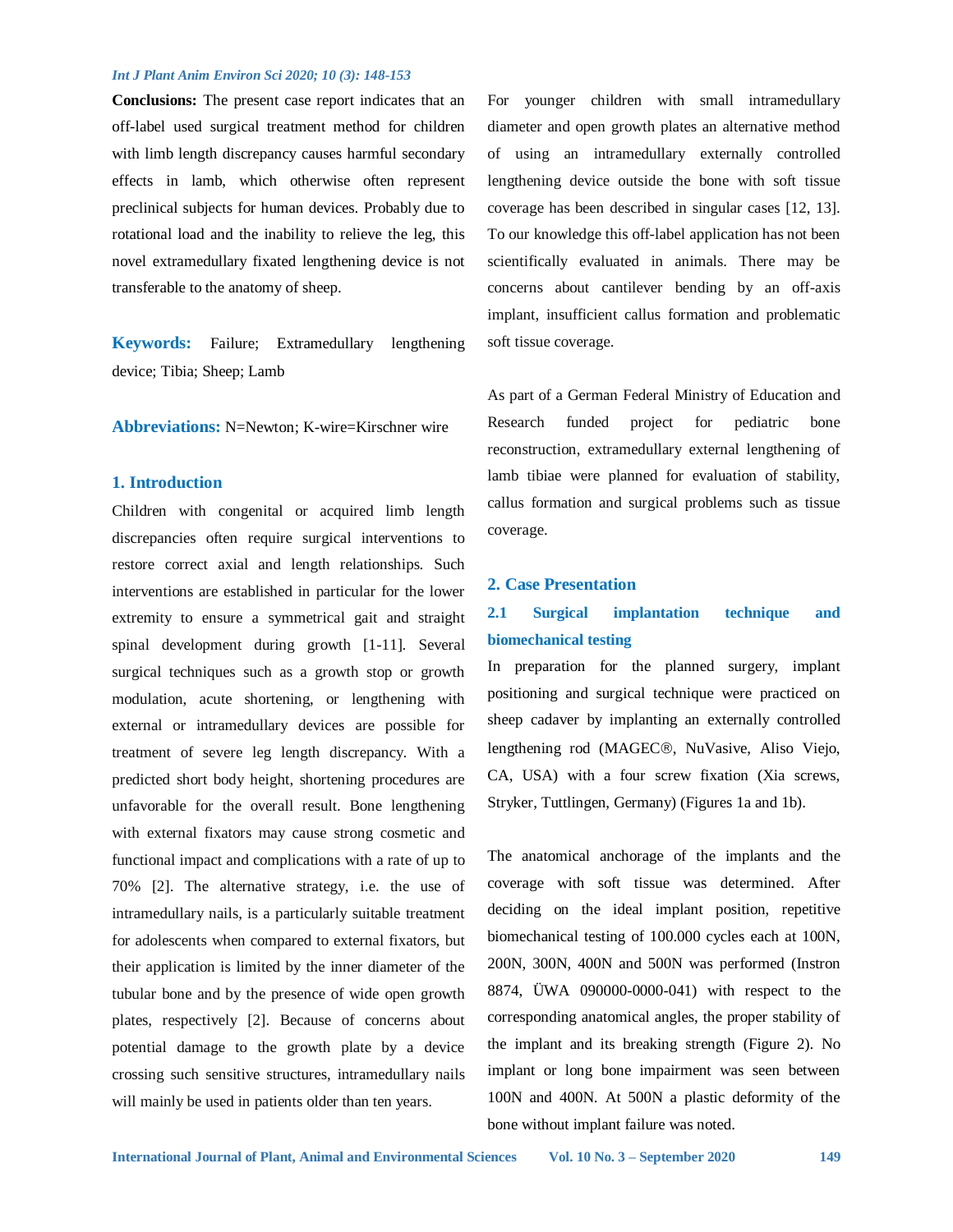**Conclusions:** The present case report indicates that an off-label used surgical treatment method for children with limb length discrepancy causes harmful secondary effects in lamb, which otherwise often represent preclinical subjects for human devices. Probably due to rotational load and the inability to relieve the leg, this novel extramedullary fixated lengthening device is not transferable to the anatomy of sheep.

**Keywords:** Failure; Extramedullary lengthening device; Tibia; Sheep; Lamb

**Abbreviations:** N=Newton; K-wire=Kirschner wire

## 1. Introduction

Children with congenital or acquired limb length discrepancies often require surgical interventions to restore correct axial and length relationships. Such interventions are established in particular for the lower extremity to ensure a symmetrical gait and straight spinal development during growth [1-11]. Several surgical techniques such as a growth stop or growth modulation, acute shortening, or lengthening with external or intramedullary devices are possible for treatment of severe leg length discrepancy. With a predicted short body height, shortening procedures are unfavorable for the overall result. Bone lengthening with external fixators may cause strong cosmetic and functional impact and complications with a rate of up to 70% [2]. The alternative strategy, i.e. the use of intramedullary nails, is a particularly suitable treatment for adolescents when compared to external fixators, but their application is limited by the inner diameter of the tubular bone and by the presence of wide open growth plates, respectively [2]. Because of concerns about potential damage to the growth plate by a device crossing such sensitive structures, intramedullary nails will mainly be used in patients older than ten years.

For younger children with small intramedullary diameter and open growth plates an alternative method of using an intramedullary externally controlled lengthening device outside the bone with soft tissue coverage has been described in singular cases [12, 13]. To our knowledge this off-label application has not been scientifically evaluated in animals. There may be concerns about cantilever bending by an off-axis implant, insufficient callus formation and problematic soft tissue coverage.

As part of a German Federal Ministry of Education and Research funded project for pediatric bone reconstruction, extramedullary external lengthening of lamb tibiae were planned for evaluation of stability, callus formation and surgical problems such as tissue coverage.

## 2. Case Presentation

### 2.1 Surgical implantation technique and biomechanical testing

In preparation for the planned surgery, implant positioning and surgical technique were practiced on sheep cadaver by implanting an externally controlled lengthening rod (MAGEC®, NuVasive, Aliso Viejo, CA, USA) with a four screw fixation (Xia screws, Stryker, Tuttlingen, Germany) (Figures 1a and 1b).

The anatomical anchorage of the implants and the coverage with soft tissue was determined. After deciding on the ideal implant position, repetitive biomechanical testing of 100.000 cycles each at 100N, 200N, 300N, 400N and 500N was performed (Instron 8874, ÜWA 090000-0000-041) with respect to the corresponding anatomical angles, the proper stability of the implant and its breaking strength (Figure 2). No implant or long bone impairment was seen between 100N and 400N. At 500N a plastic deformity of the bone without implant failure was noted.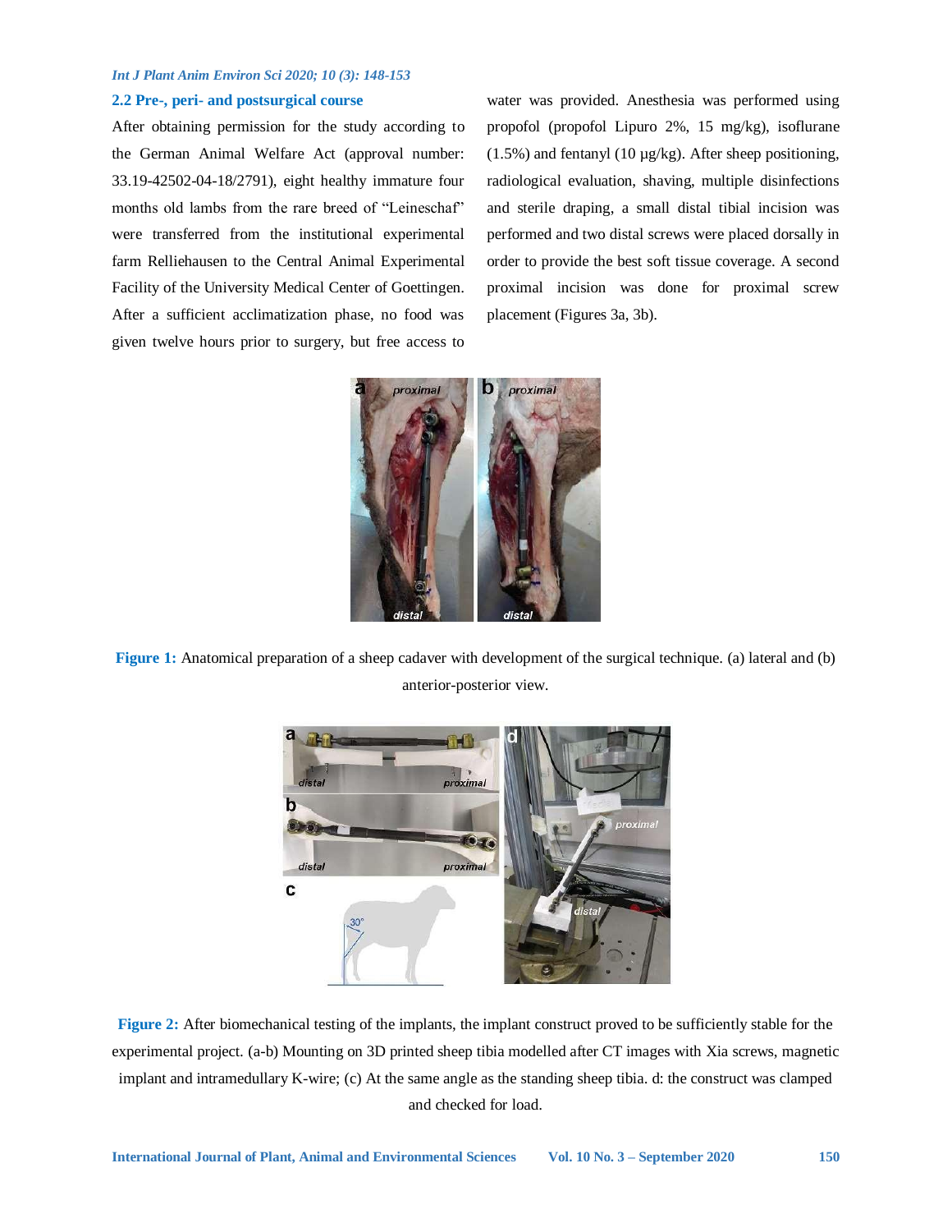## 2.2 Pre-, peri- and postsurgical course

After obtaining permission for the study according to the German Animal Welfare Act (approval number: 33.19-42502-04-18/2791), eight healthy immature four months old lambs from the rare breed of "Leineschaf" were transferred from the institutional experimental farm Relliehausen to the Central Animal Experimental Facility of the University Medical Center of Goettingen. After a sufficient acclimatization phase, no food was given twelve hours prior to surgery, but free access to water was provided. Anesthesia was performed using propofol (propofol Lipuro 2%, 15 mg/kg), isoflurane (1.5%) and fentanyl (10 µg/kg). After sheep positioning, radiological evaluation, shaving, multiple disinfections and sterile draping, a small distal tibial incision was performed and two distal screws were placed dorsally in order to provide the best soft tissue coverage. A second proximal incision was done for proximal screw placement (Figures 3a, 3b).

**Figure 1:** Anatomical preparation of a sheep cadaver with development of the surgical technique. (a) lateral and (b) anterior-posterior view.

**Figure 2:** After biomechanical testing of the implants, the implant construct proved to be sufficiently stable for the experimental project. (a-b) Mounting on 3D printed sheep tibia modelled after CT images with Xia screws, magnetic implant and intramedullary K-wire; (c) At the same angle as the standing sheep tibia. d: the construct was clamped and checked for load.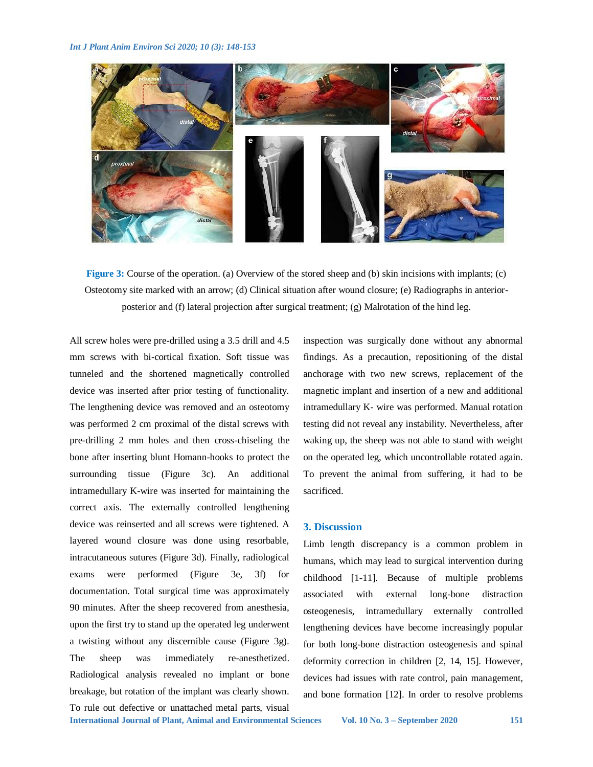Figure 3: Course of the operation. (a) Overview of the stored sheep and (b) skin incisions with implants; (c) Osteotomy site marked with an arrow; (d) Clinical situation after wound closure; (e) Radiographs in anterior-posterior and (f) lateral projection after surgical treatment; (g) Malrotation of the hind leg.

All screw holes were pre-drilled using a 3.5 drill and 4.5 mm screws with bi-cortical fixation. Soft tissue was tunneled and the shortened magnetically controlled device was inserted after prior testing of functionality. The lengthening device was removed and an osteotomy was performed 2 cm proximal of the distal screws with pre-drilling 2 mm holes and then cross-chiseling the bone after inserting blunt Homann-hooks to protect the surrounding tissue (Figure 3c). An additional intramedullary K-wire was inserted for maintaining the correct axis. The externally controlled lengthening device was reinserted and all screws were tightened. A layered wound closure was done using resorbable, intracutaneous sutures (Figure 3d). Finally, radiological exams were performed (Figure 3e, 3f) for documentation. Total surgical time was approximately 90 minutes. After the sheep recovered from anesthesia, upon the first try to stand up the operated leg underwent a twisting without any discernible cause (Figure 3g). The sheep was immediately re-anesthetized. Radiological analysis revealed no implant or bone breakage, but rotation of the implant was clearly shown. To rule out defective or unattached metal parts, visual inspection was surgically done without any abnormal findings. As a precaution, repositioning of the distal anchorage with two new screws, replacement of the magnetic implant and insertion of a new and additional intramedullary K- wire was performed. Manual rotation testing did not reveal any instability. Nevertheless, after waking up, the sheep was not able to stand with weight on the operated leg, which uncontrollable rotated again. To prevent the animal from suffering, it had to be sacrificed.

## 3. Discussion

Limb length discrepancy is a common problem in humans, which may lead to surgical intervention during childhood [1-11]. Because of multiple problems associated with external long-bone distraction osteogenesis, intramedullary externally controlled lengthening devices have become increasingly popular for both long-bone distraction osteogenesis and spinal deformity correction in children [2, 14, 15]. However, devices had issues with rate control, pain management, and bone formation [12]. In order to resolve problems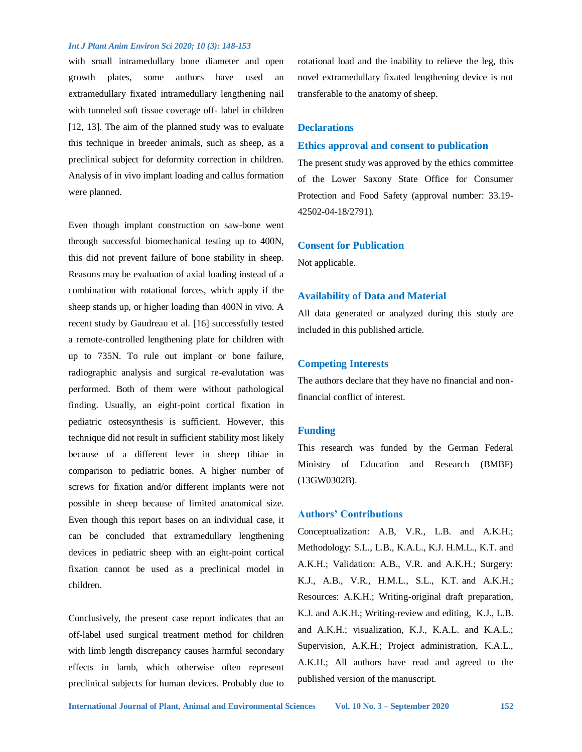with small intramedullary bone diameter and open growth plates, some authors have used an extramedullary fixated intramedullary lengthening nail with tunneled soft tissue coverage off- label in children [12, 13]. The aim of the planned study was to evaluate this technique in breeder animals, such as sheep, as a preclinical subject for deformity correction in children. Analysis of in vivo implant loading and callus formation were planned.

Even though implant construction on saw-bone went through successful biomechanical testing up to 400N, this did not prevent failure of bone stability in sheep. Reasons may be evaluation of axial loading instead of a combination with rotational forces, which apply if the sheep stands up, or higher loading than 400N in vivo. A recent study by Gaudreau et al. [16] successfully tested a remote-controlled lengthening plate for children with up to 735N. To rule out implant or bone failure, radiographic analysis and surgical re-evalutation was performed. Both of them were without pathological finding. Usually, an eight-point cortical fixation in pediatric osteosynthesis is sufficient. However, this technique did not result in sufficient stability most likely because of a different lever in sheep tibiae in comparison to pediatric bones. A higher number of screws for fixation and/or different implants were not possible in sheep because of limited anatomical size. Even though this report bases on an individual case, it can be concluded that extramedullary lengthening devices in pediatric sheep with an eight-point cortical fixation cannot be used as a preclinical model in children.

Conclusively, the present case report indicates that an off-label used surgical treatment method for children with limb length discrepancy causes harmful secondary effects in lamb, which otherwise often represent preclinical subjects for human devices. Probably due to rotational load and the inability to relieve the leg, this novel extramedullary fixated lengthening device is not transferable to the anatomy of sheep.

## Declarations

### Ethics approval and consent to publication

The present study was approved by the ethics committee of the Lower Saxony State Office for Consumer Protection and Food Safety (approval number: 33.19-42502-04-18/2791).

### Consent for Publication

Not applicable.

### Availability of Data and Material

All data generated or analyzed during this study are included in this published article.

### Competing Interests

The authors declare that they have no financial and non-financial conflict of interest.

### Funding

This research was funded by the German Federal Ministry of Education and Research (BMBF) (13GW0302B).

### Authors' Contributions

Conceptualization: A.B, V.R., L.B. and A.K.H.; Methodology: S.L., L.B., K.A.L., K.J. H.M.L., K.T. and A.K.H.; Validation: A.B., V.R. and A.K.H.; Surgery: K.J., A.B., V.R., H.M.L., S.L., K.T. and A.K.H.; Resources: A.K.H.; Writing-original draft preparation, K.J. and A.K.H.; Writing-review and editing, K.J., L.B. and A.K.H.; visualization, K.J., K.A.L. and K.A.L.; Supervision, A.K.H.; Project administration, K.A.L., A.K.H.; All authors have read and agreed to the published version of the manuscript.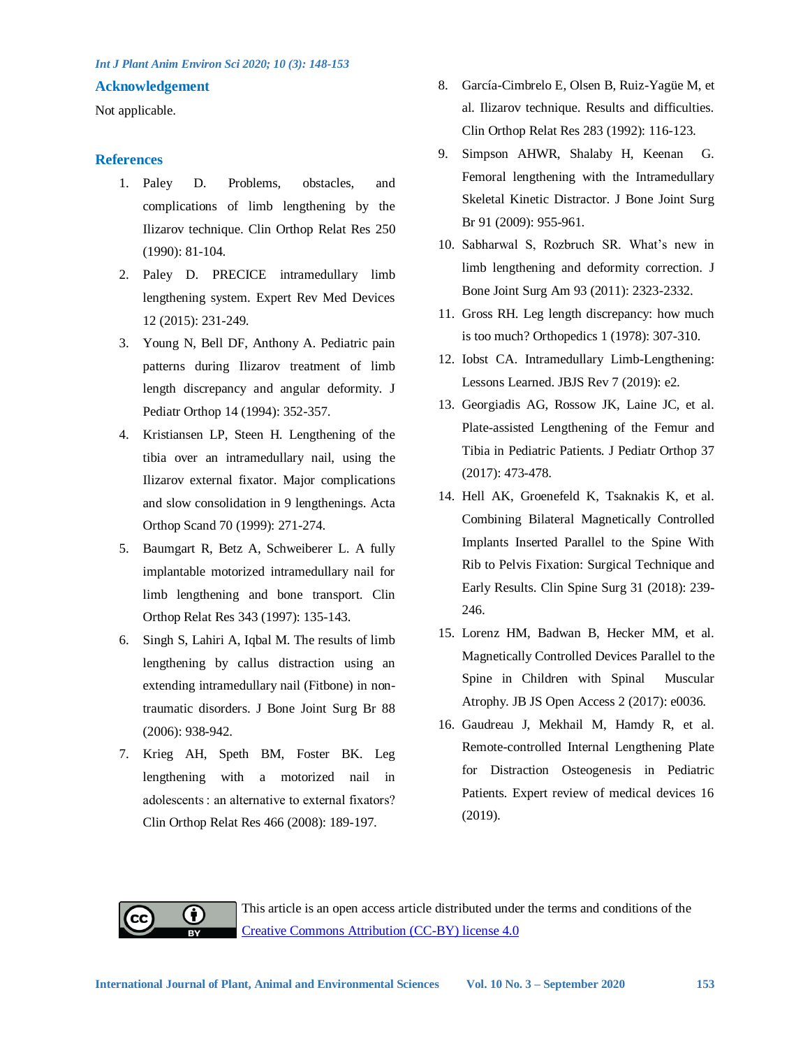## Acknowledgement

Not applicable.

## References

1. Paley D. Problems, obstacles, and complications of limb lengthening by the Ilizarov technique. Clin Orthop Relat Res 250 (1990): 81-104.
2. Paley D. PRECICE intramedullary limb lengthening system. Expert Rev Med Devices 12 (2015): 231-249.
3. Young N, Bell DF, Anthony A. Pediatric pain patterns during Ilizarov treatment of limb length discrepancy and angular deformity. J Pediatr Orthop 14 (1994): 352-357.
4. Kristiansen LP, Steen H. Lengthening of the tibia over an intramedullary nail, using the Ilizarov external fixator. Major complications and slow consolidation in 9 lengthenings. Acta Orthop Scand 70 (1999): 271-274.
5. Baumgart R, Betz A, Schweiberer L. A fully implantable motorized intramedullary nail for limb lengthening and bone transport. Clin Orthop Relat Res 343 (1997): 135-143.
6. Singh S, Lahiri A, Iqbal M. The results of limb lengthening by callus distraction using an extending intramedullary nail (Fitbone) in non-traumatic disorders. J Bone Joint Surg Br 88 (2006): 938-942.
7. Krieg AH, Speth BM, Foster BK. Leg lengthening with a motorized nail in adolescents : an alternative to external fixators? Clin Orthop Relat Res 466 (2008): 189-197.
8. García-Cimbrelo E, Olsen B, Ruiz-Yagüe M, et al. Ilizarov technique. Results and difficulties. Clin Orthop Relat Res 283 (1992): 116-123.
9. Simpson AHWR, Shalaby H, Keenan G. Femoral lengthening with the Intramedullary Skeletal Kinetic Distractor. J Bone Joint Surg Br 91 (2009): 955-961.
10. Sabharwal S, Rozbruch SR. What's new in limb lengthening and deformity correction. J Bone Joint Surg Am 93 (2011): 2323-2332.
11. Gross RH. Leg length discrepancy: how much is too much? Orthopedics 1 (1978): 307-310.
12. Iobst CA. Intramedullary Limb-Lengthening: Lessons Learned. JBJS Rev 7 (2019): e2.
13. Georgiadis AG, Rossow JK, Laine JC, et al. Plate-assisted Lengthening of the Femur and Tibia in Pediatric Patients. J Pediatr Orthop 37 (2017): 473-478.
14. Hell AK, Groenefeld K, Tsaknakis K, et al. Combining Bilateral Magnetically Controlled Implants Inserted Parallel to the Spine With Rib to Pelvis Fixation: Surgical Technique and Early Results. Clin Spine Surg 31 (2018): 239-246.
15. Lorenz HM, Badwan B, Hecker MM, et al. Magnetically Controlled Devices Parallel to the Spine in Children with Spinal Muscular Atrophy. JB JS Open Access 2 (2017): e0036.
16. Gaudreau J, Mekhail M, Hamdy R, et al. Remote-controlled Internal Lengthening Plate for Distraction Osteogenesis in Pediatric Patients. Expert review of medical devices 16 (2019).

This article is an open access article distributed under the terms and conditions of the [Creative Commons Attribution (CC-BY) license 4.0](https://creativecommons.org/licenses/by/4.0/)